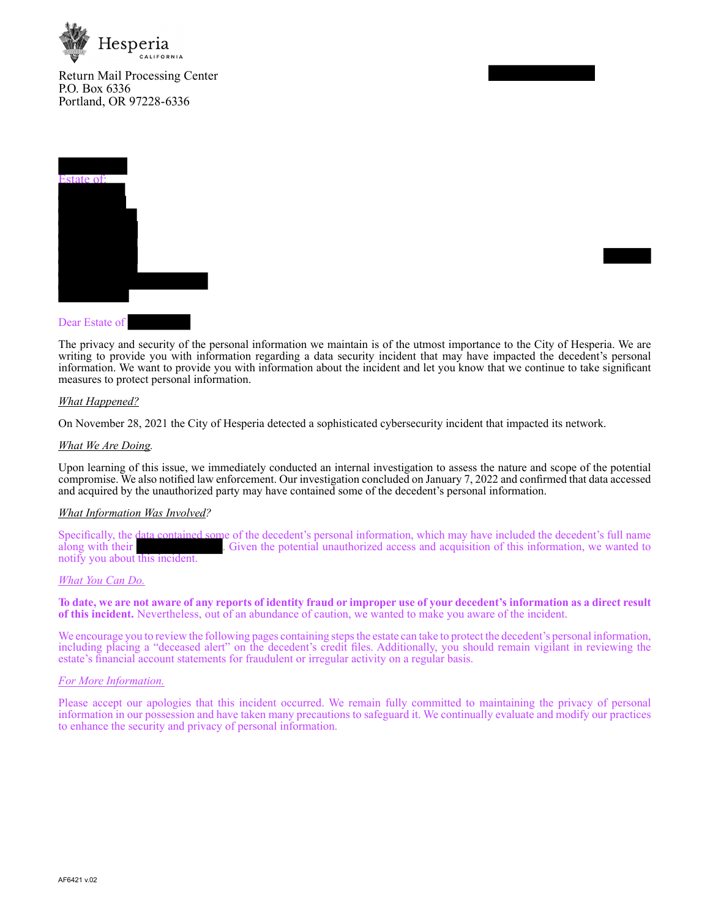Hesperia
CALIFORNIA

Return Mail Processing Center
P.O. Box 6336
Portland, OR 97228-6336

Estate of:

Dear Estate of

The privacy and security of the personal information we maintain is of the utmost importance to the City of Hesperia. We are writing to provide you with information regarding a data security incident that may have impacted the decedent's personal information. We want to provide you with information about the incident and let you know that we continue to take significant measures to protect personal information.

*What Happened?*

On November 28, 2021 the City of Hesperia detected a sophisticated cybersecurity incident that impacted its network.

*What We Are Doing.*

Upon learning of this issue, we immediately conducted an internal investigation to assess the nature and scope of the potential compromise. We also notified law enforcement. Our investigation concluded on January 7, 2022 and confirmed that data accessed and acquired by the unauthorized party may have contained some of the decedent's personal information.

*What Information Was Involved?*

Specifically, the data contained some of the decedent's personal information, which may have included the decedent's full name along with their . Given the potential unauthorized access and acquisition of this information, we wanted to notify you about this incident.

*What You Can Do.*

**To date, we are not aware of any reports of identity fraud or improper use of your decedent's information as a direct result of this incident.** Nevertheless, out of an abundance of caution, we wanted to make you aware of the incident.

We encourage you to review the following pages containing steps the estate can take to protect the decedent's personal information, including placing a "deceased alert" on the decedent's credit files. Additionally, you should remain vigilant in reviewing the estate's financial account statements for fraudulent or irregular activity on a regular basis.

*For More Information.*

Please accept our apologies that this incident occurred. We remain fully committed to maintaining the privacy of personal information in our possession and have taken many precautions to safeguard it. We continually evaluate and modify our practices to enhance the security and privacy of personal information.

AF6421 v.02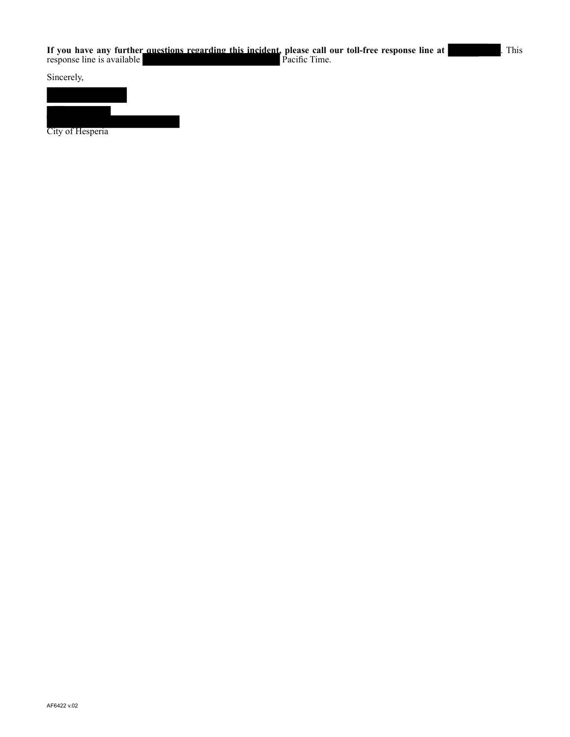**If you have any further questions regarding this incident, please call our toll-free response line at** [REDACTED]. This response line is available [REDACTED] Pacific Time.

Sincerely,

[REDACTED]

[REDACTED]
[REDACTED]
City of Hesperia

AF6422 v.02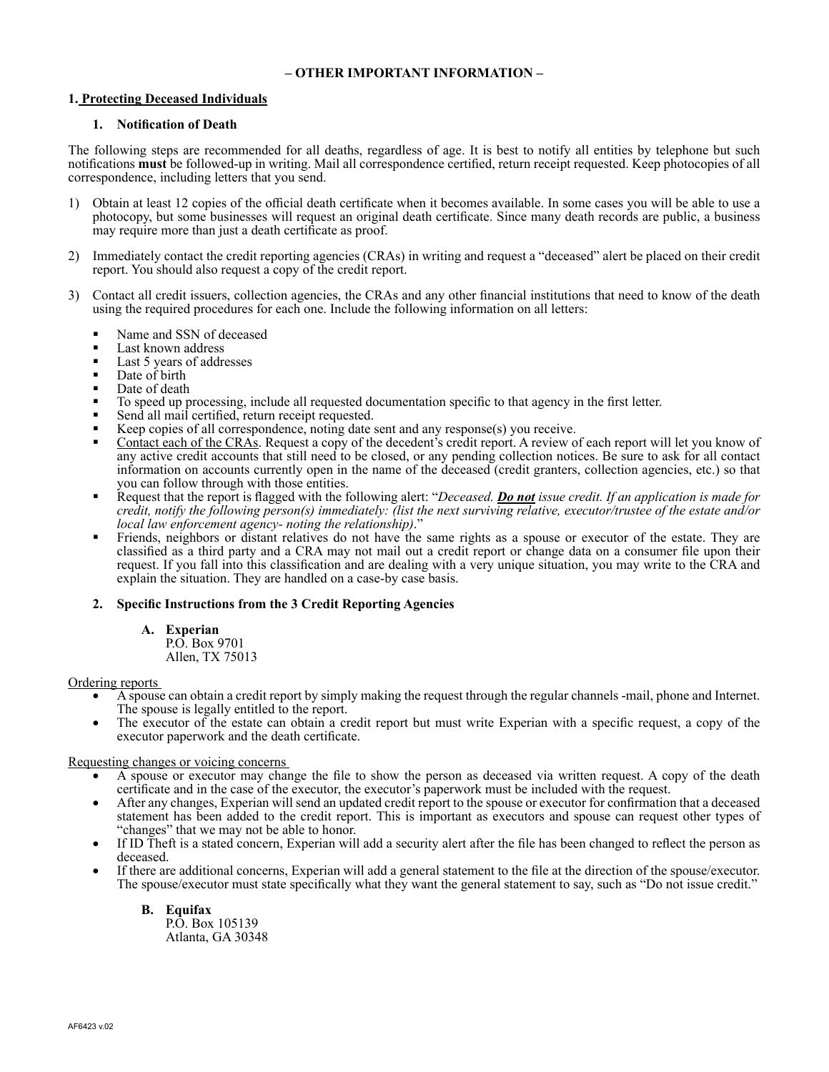**– OTHER IMPORTANT INFORMATION –**

## 1. Protecting Deceased Individuals

### 1. Notification of Death

The following steps are recommended for all deaths, regardless of age. It is best to notify all entities by telephone but such notifications **must** be followed-up in writing. Mail all correspondence certified, return receipt requested. Keep photocopies of all correspondence, including letters that you send.

1) Obtain at least 12 copies of the official death certificate when it becomes available. In some cases you will be able to use a photocopy, but some businesses will request an original death certificate. Since many death records are public, a business may require more than just a death certificate as proof.

2) Immediately contact the credit reporting agencies (CRAs) in writing and request a "deceased" alert be placed on their credit report. You should also request a copy of the credit report.

3) Contact all credit issuers, collection agencies, the CRAs and any other financial institutions that need to know of the death using the required procedures for each one. Include the following information on all letters:

   - Name and SSN of deceased
   - Last known address
   - Last 5 years of addresses
   - Date of birth
   - Date of death
   - To speed up processing, include all requested documentation specific to that agency in the first letter.
   - Send all mail certified, return receipt requested.
   - Keep copies of all correspondence, noting date sent and any response(s) you receive.
   - Contact each of the CRAs. Request a copy of the decedent's credit report. A review of each report will let you know of any active credit accounts that still need to be closed, or any pending collection notices. Be sure to ask for all contact information on accounts currently open in the name of the deceased (credit granters, collection agencies, etc.) so that you can follow through with those entities.
   - Request that the report is flagged with the following alert: "*Deceased.* ***Do not*** *issue credit. If an application is made for credit, notify the following person(s) immediately: (list the next surviving relative, executor/trustee of the estate and/or local law enforcement agency- noting the relationship)*."
   - Friends, neighbors or distant relatives do not have the same rights as a spouse or executor of the estate. They are classified as a third party and a CRA may not mail out a credit report or change data on a consumer file upon their request. If you fall into this classification and are dealing with a very unique situation, you may write to the CRA and explain the situation. They are handled on a case-by case basis.

### 2. Specific Instructions from the 3 Credit Reporting Agencies

**A. Experian**
P.O. Box 9701
Allen, TX 75013

Ordering reports

- A spouse can obtain a credit report by simply making the request through the regular channels -mail, phone and Internet. The spouse is legally entitled to the report.
- The executor of the estate can obtain a credit report but must write Experian with a specific request, a copy of the executor paperwork and the death certificate.

Requesting changes or voicing concerns

- A spouse or executor may change the file to show the person as deceased via written request. A copy of the death certificate and in the case of the executor, the executor's paperwork must be included with the request.
- After any changes, Experian will send an updated credit report to the spouse or executor for confirmation that a deceased statement has been added to the credit report. This is important as executors and spouse can request other types of "changes" that we may not be able to honor.
- If ID Theft is a stated concern, Experian will add a security alert after the file has been changed to reflect the person as deceased.
- If there are additional concerns, Experian will add a general statement to the file at the direction of the spouse/executor. The spouse/executor must state specifically what they want the general statement to say, such as "Do not issue credit."

**B. Equifax**
P.O. Box 105139
Atlanta, GA 30348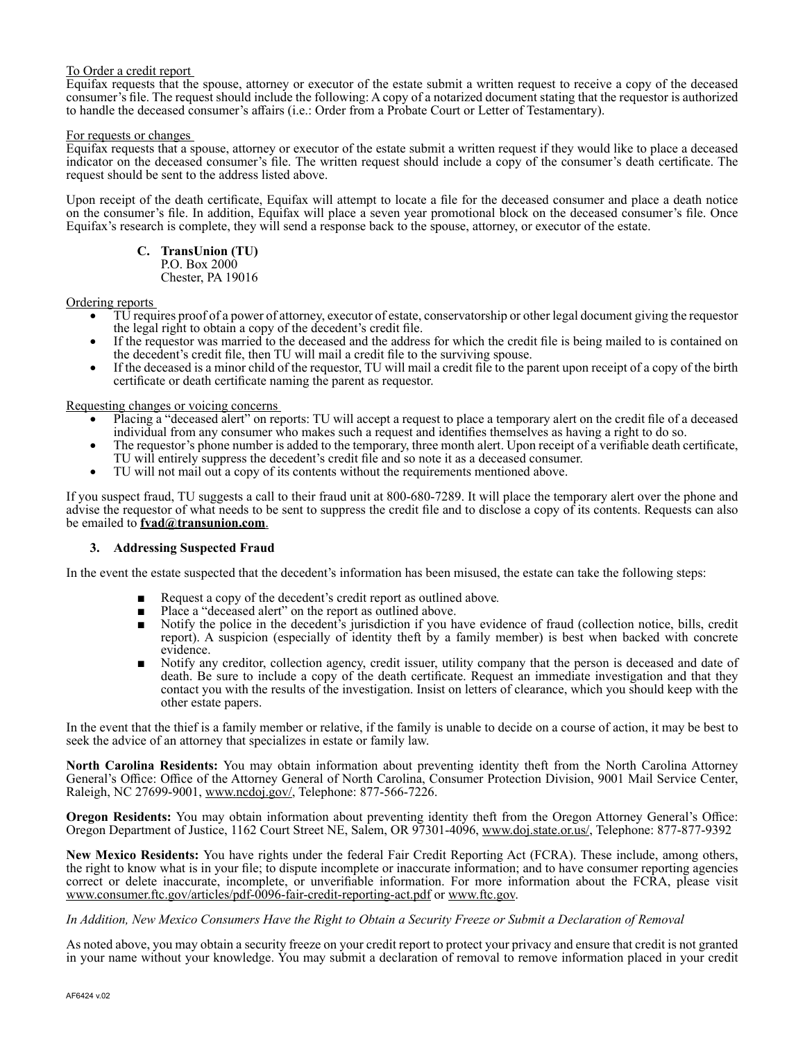<u>To Order a credit report</u>
Equifax requests that the spouse, attorney or executor of the estate submit a written request to receive a copy of the deceased consumer's file. The request should include the following: A copy of a notarized document stating that the requestor is authorized to handle the deceased consumer's affairs (i.e.: Order from a Probate Court or Letter of Testamentary).

<u>For requests or changes</u>
Equifax requests that a spouse, attorney or executor of the estate submit a written request if they would like to place a deceased indicator on the deceased consumer's file. The written request should include a copy of the consumer's death certificate. The request should be sent to the address listed above.

Upon receipt of the death certificate, Equifax will attempt to locate a file for the deceased consumer and place a death notice on the consumer's file. In addition, Equifax will place a seven year promotional block on the deceased consumer's file. Once Equifax's research is complete, they will send a response back to the spouse, attorney, or executor of the estate.

**C. TransUnion (TU)**
P.O. Box 2000
Chester, PA 19016

<u>Ordering reports</u>

- TU requires proof of a power of attorney, executor of estate, conservatorship or other legal document giving the requestor the legal right to obtain a copy of the decedent's credit file.
- If the requestor was married to the deceased and the address for which the credit file is being mailed to is contained on the decedent's credit file, then TU will mail a credit file to the surviving spouse.
- If the deceased is a minor child of the requestor, TU will mail a credit file to the parent upon receipt of a copy of the birth certificate or death certificate naming the parent as requestor.

<u>Requesting changes or voicing concerns</u>

- Placing a "deceased alert" on reports: TU will accept a request to place a temporary alert on the credit file of a deceased individual from any consumer who makes such a request and identifies themselves as having a right to do so.
- The requestor's phone number is added to the temporary, three month alert. Upon receipt of a verifiable death certificate, TU will entirely suppress the decedent's credit file and so note it as a deceased consumer.
- TU will not mail out a copy of its contents without the requirements mentioned above.

If you suspect fraud, TU suggests a call to their fraud unit at 800-680-7289. It will place the temporary alert over the phone and advise the requestor of what needs to be sent to suppress the credit file and to disclose a copy of its contents. Requests can also be emailed to **fvad@transunion.com**.

### 3. Addressing Suspected Fraud

In the event the estate suspected that the decedent's information has been misused, the estate can take the following steps:

- Request a copy of the decedent's credit report as outlined above.
- Place a "deceased alert" on the report as outlined above.
- Notify the police in the decedent's jurisdiction if you have evidence of fraud (collection notice, bills, credit report). A suspicion (especially of identity theft by a family member) is best when backed with concrete evidence.
- Notify any creditor, collection agency, credit issuer, utility company that the person is deceased and date of death. Be sure to include a copy of the death certificate. Request an immediate investigation and that they contact you with the results of the investigation. Insist on letters of clearance, which you should keep with the other estate papers.

In the event that the thief is a family member or relative, if the family is unable to decide on a course of action, it may be best to seek the advice of an attorney that specializes in estate or family law.

**North Carolina Residents:** You may obtain information about preventing identity theft from the North Carolina Attorney General's Office: Office of the Attorney General of North Carolina, Consumer Protection Division, 9001 Mail Service Center, Raleigh, NC 27699-9001, www.ncdoj.gov/, Telephone: 877-566-7226.

**Oregon Residents:** You may obtain information about preventing identity theft from the Oregon Attorney General's Office: Oregon Department of Justice, 1162 Court Street NE, Salem, OR 97301-4096, www.doj.state.or.us/, Telephone: 877-877-9392

**New Mexico Residents:** You have rights under the federal Fair Credit Reporting Act (FCRA). These include, among others, the right to know what is in your file; to dispute incomplete or inaccurate information; and to have consumer reporting agencies correct or delete inaccurate, incomplete, or unverifiable information. For more information about the FCRA, please visit www.consumer.ftc.gov/articles/pdf-0096-fair-credit-reporting-act.pdf or www.ftc.gov.

*In Addition, New Mexico Consumers Have the Right to Obtain a Security Freeze or Submit a Declaration of Removal*

As noted above, you may obtain a security freeze on your credit report to protect your privacy and ensure that credit is not granted in your name without your knowledge. You may submit a declaration of removal to remove information placed in your credit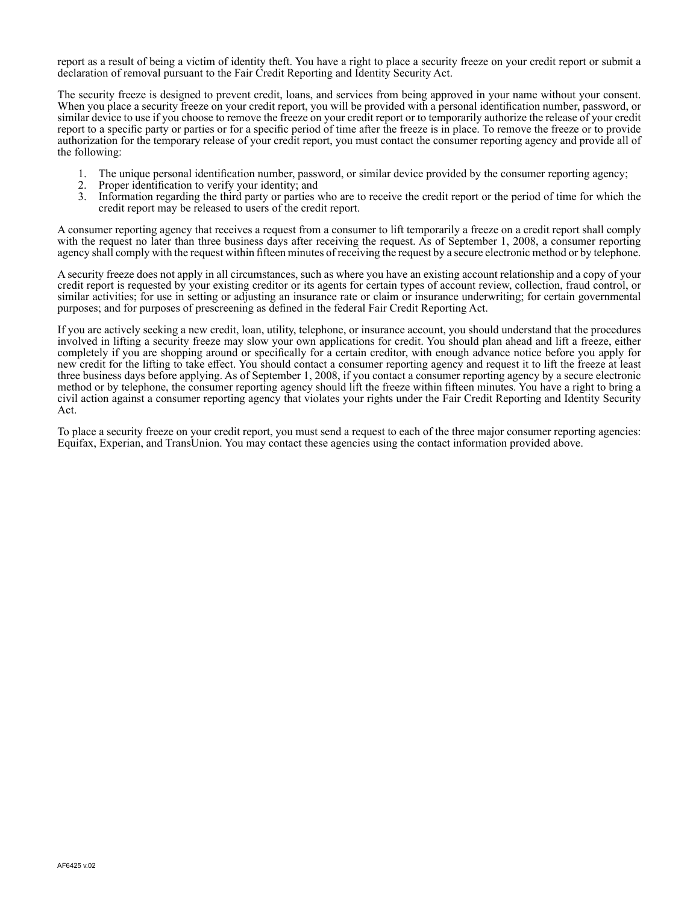report as a result of being a victim of identity theft. You have a right to place a security freeze on your credit report or submit a declaration of removal pursuant to the Fair Credit Reporting and Identity Security Act.

The security freeze is designed to prevent credit, loans, and services from being approved in your name without your consent. When you place a security freeze on your credit report, you will be provided with a personal identification number, password, or similar device to use if you choose to remove the freeze on your credit report or to temporarily authorize the release of your credit report to a specific party or parties or for a specific period of time after the freeze is in place. To remove the freeze or to provide authorization for the temporary release of your credit report, you must contact the consumer reporting agency and provide all of the following:

1. The unique personal identification number, password, or similar device provided by the consumer reporting agency;
2. Proper identification to verify your identity; and
3. Information regarding the third party or parties who are to receive the credit report or the period of time for which the credit report may be released to users of the credit report.

A consumer reporting agency that receives a request from a consumer to lift temporarily a freeze on a credit report shall comply with the request no later than three business days after receiving the request. As of September 1, 2008, a consumer reporting agency shall comply with the request within fifteen minutes of receiving the request by a secure electronic method or by telephone.

A security freeze does not apply in all circumstances, such as where you have an existing account relationship and a copy of your credit report is requested by your existing creditor or its agents for certain types of account review, collection, fraud control, or similar activities; for use in setting or adjusting an insurance rate or claim or insurance underwriting; for certain governmental purposes; and for purposes of prescreening as defined in the federal Fair Credit Reporting Act.

If you are actively seeking a new credit, loan, utility, telephone, or insurance account, you should understand that the procedures involved in lifting a security freeze may slow your own applications for credit. You should plan ahead and lift a freeze, either completely if you are shopping around or specifically for a certain creditor, with enough advance notice before you apply for new credit for the lifting to take effect. You should contact a consumer reporting agency and request it to lift the freeze at least three business days before applying. As of September 1, 2008, if you contact a consumer reporting agency by a secure electronic method or by telephone, the consumer reporting agency should lift the freeze within fifteen minutes. You have a right to bring a civil action against a consumer reporting agency that violates your rights under the Fair Credit Reporting and Identity Security Act.

To place a security freeze on your credit report, you must send a request to each of the three major consumer reporting agencies: Equifax, Experian, and TransUnion. You may contact these agencies using the contact information provided above.

AF6425 v.02